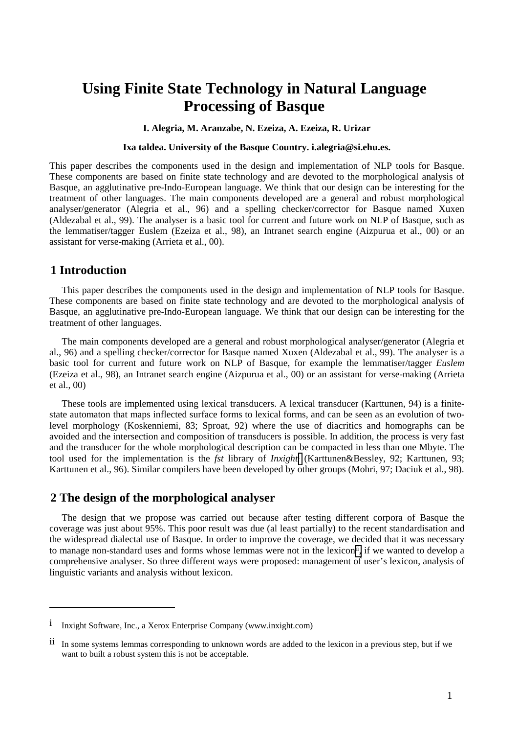# Using Finite State Technology in Natural Language Processing of Basque

**I. Alegria, M. Aranzabe, N. Ezeiza, A. Ezeiza, R. Urizar**

**Ixa taldea. University of the Basque Country. i.alegria@si.ehu.es.**

This paper describes the components used in the design and implementation of NLP tools for Basque. These components are based on finite state technology and are devoted to the morphological analysis of Basque, an agglutinative pre-Indo-European language. We think that our design can be interesting for the treatment of other languages. The main components developed are a general and robust morphological analyser/generator (Alegria et al., 96) and a spelling checker/corrector for Basque named Xuxen (Aldezabal et al., 99). The analyser is a basic tool for current and future work on NLP of Basque, such as the lemmatiser/tagger Euslem (Ezeiza et al., 98), an Intranet search engine (Aizpurua et al., 00) or an assistant for verse-making (Arrieta et al., 00).

## 1 Introduction

This paper describes the components used in the design and implementation of NLP tools for Basque. These components are based on finite state technology and are devoted to the morphological analysis of Basque, an agglutinative pre-Indo-European language. We think that our design can be interesting for the treatment of other languages.

The main components developed are a general and robust morphological analyser/generator (Alegria et al., 96) and a spelling checker/corrector for Basque named Xuxen (Aldezabal et al., 99). The analyser is a basic tool for current and future work on NLP of Basque, for example the lemmatiser/tagger *Euslem* (Ezeiza et al., 98), an Intranet search engine (Aizpurua et al., 00) or an assistant for verse-making (Arrieta et al., 00)

These tools are implemented using lexical transducers. A lexical transducer (Karttunen, 94) is a finite-state automaton that maps inflected surface forms to lexical forms, and can be seen as an evolution of two-level morphology (Koskenniemi, 83; Sproat, 92) where the use of diacritics and homographs can be avoided and the intersection and composition of transducers is possible. In addition, the process is very fast and the transducer for the whole morphological description can be compacted in less than one Mbyte. The tool used for the implementation is the *fst* library of *Inxight*[i] (Karttunen&Bessley, 92; Karttunen, 93; Karttunen et al., 96). Similar compilers have been developed by other groups (Mohri, 97; Daciuk et al., 98).

## 2 The design of the morphological analyser

The design that we propose was carried out because after testing different corpora of Basque the coverage was just about 95%. This poor result was due (al least partially) to the recent standardisation and the widespread dialectal use of Basque. In order to improve the coverage, we decided that it was necessary to manage non-standard uses and forms whose lemmas were not in the lexicon[ii], if we wanted to develop a comprehensive analyser. So three different ways were proposed: management of user's lexicon, analysis of linguistic variants and analysis without lexicon.

---

[i] Inxight Software, Inc., a Xerox Enterprise Company (www.inxight.com)

[ii] In some systems lemmas corresponding to unknown words are added to the lexicon in a previous step, but if we want to built a robust system this is not be acceptable.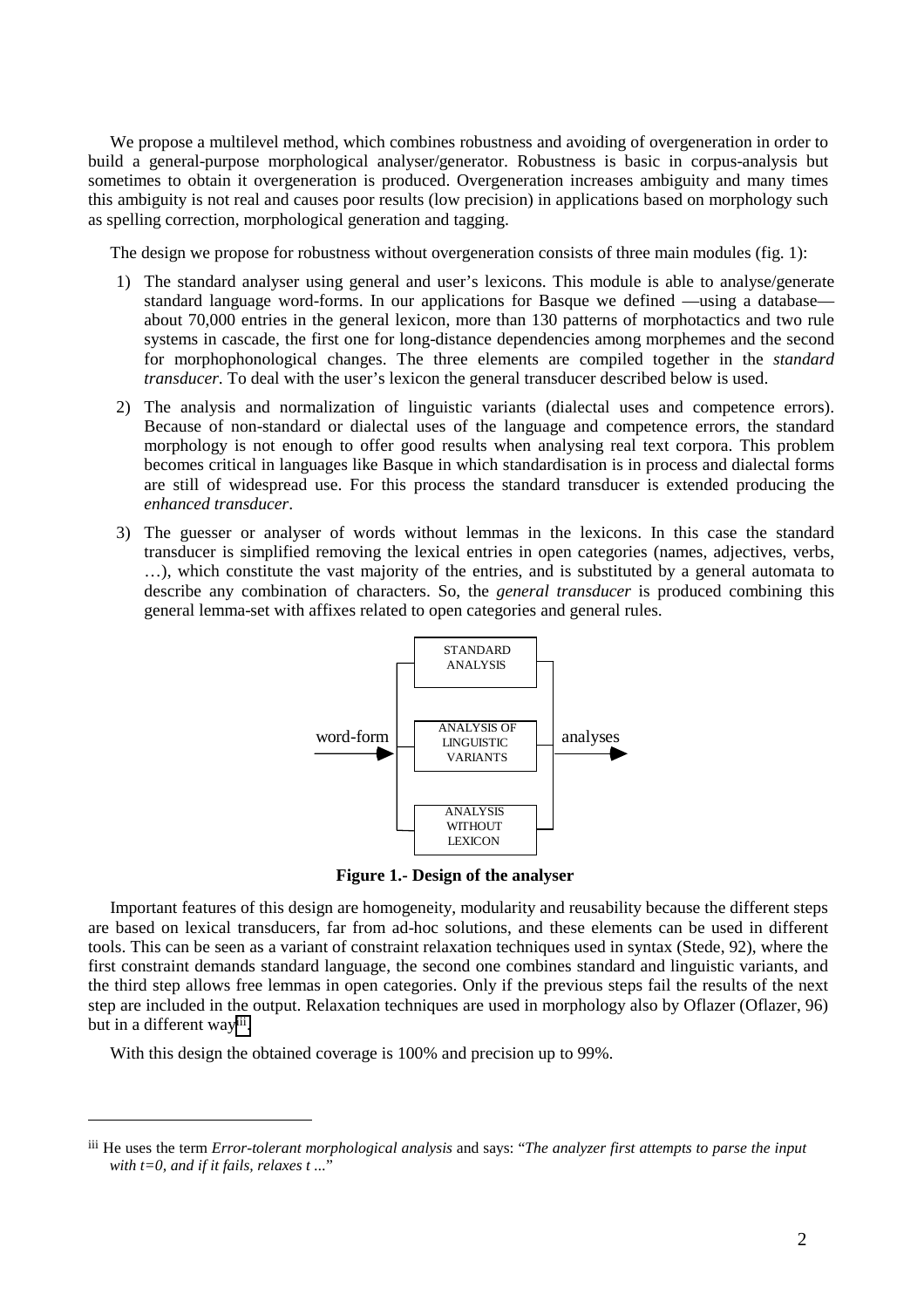We propose a multilevel method, which combines robustness and avoiding of overgeneration in order to build a general-purpose morphological analyser/generator. Robustness is basic in corpus-analysis but sometimes to obtain it overgeneration is produced. Overgeneration increases ambiguity and many times this ambiguity is not real and causes poor results (low precision) in applications based on morphology such as spelling correction, morphological generation and tagging.

The design we propose for robustness without overgeneration consists of three main modules (fig. 1):

1) The standard analyser using general and user's lexicons. This module is able to analyse/generate standard language word-forms. In our applications for Basque we defined —using a database— about 70,000 entries in the general lexicon, more than 130 patterns of morphotactics and two rule systems in cascade, the first one for long-distance dependencies among morphemes and the second for morphophonological changes. The three elements are compiled together in the *standard transducer*. To deal with the user's lexicon the general transducer described below is used.
2) The analysis and normalization of linguistic variants (dialectal uses and competence errors). Because of non-standard or dialectal uses of the language and competence errors, the standard morphology is not enough to offer good results when analysing real text corpora. This problem becomes critical in languages like Basque in which standardisation is in process and dialectal forms are still of widespread use. For this process the standard transducer is extended producing the *enhanced transducer*.
3) The guesser or analyser of words without lemmas in the lexicons. In this case the standard transducer is simplified removing the lexical entries in open categories (names, adjectives, verbs, …), which constitute the vast majority of the entries, and is substituted by a general automata to describe any combination of characters. So, the *general transducer* is produced combining this general lemma-set with affixes related to open categories and general rules.

word-form → [STANDARD ANALYSIS | ANALYSIS OF LINGUISTIC VARIANTS | ANALYSIS WITHOUT LEXICON] → analyses

**Figure 1.- Design of the analyser**

Important features of this design are homogeneity, modularity and reusability because the different steps are based on lexical transducers, far from ad-hoc solutions, and these elements can be used in different tools. This can be seen as a variant of constraint relaxation techniques used in syntax (Stede, 92), where the first constraint demands standard language, the second one combines standard and linguistic variants, and the third step allows free lemmas in open categories. Only if the previous steps fail the results of the next step are included in the output. Relaxation techniques are used in morphology also by Oflazer (Oflazer, 96) but in a different way[iii].

With this design the obtained coverage is 100% and precision up to 99%.

[iii] He uses the term *Error-tolerant morphological analysis* and says: "*The analyzer first attempts to parse the input with t=0, and if it fails, relaxes t* ..."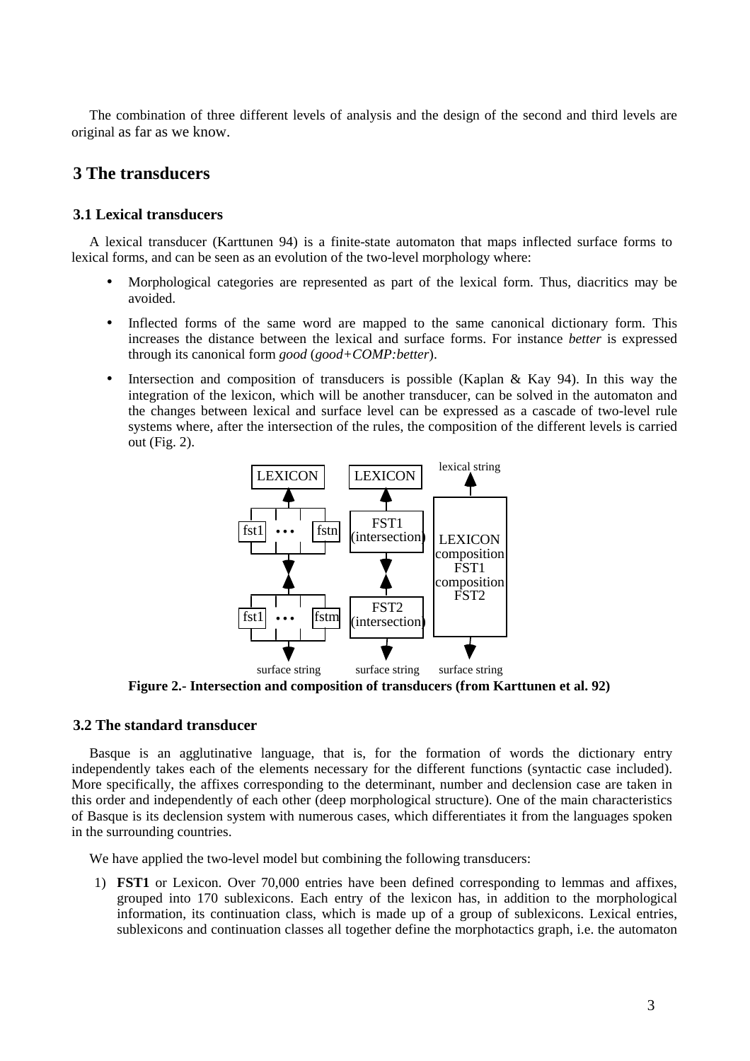The combination of three different levels of analysis and the design of the second and third levels are original as far as we know.

## 3 The transducers

### 3.1 Lexical transducers

A lexical transducer (Karttunen 94) is a finite-state automaton that maps inflected surface forms to lexical forms, and can be seen as an evolution of the two-level morphology where:

- Morphological categories are represented as part of the lexical form. Thus, diacritics may be avoided.
- Inflected forms of the same word are mapped to the same canonical dictionary form. This increases the distance between the lexical and surface forms. For instance *better* is expressed through its canonical form *good* (*good+COMP:better*).
- Intersection and composition of transducers is possible (Kaplan & Kay 94). In this way the integration of the lexicon, which will be another transducer, can be solved in the automaton and the changes between lexical and surface level can be expressed as a cascade of two-level rule systems where, after the intersection of the rules, the composition of the different levels is carried out (Fig. 2).

LEXICON | LEXICON | lexical string

fst1 ... fstn | FST1 (intersection) | LEXICON composition FST1 composition FST2

fst1 ... fstm | FST2 (intersection)

surface string | surface string | surface string

**Figure 2.- Intersection and composition of transducers (from Karttunen et al. 92)**

### 3.2 The standard transducer

Basque is an agglutinative language, that is, for the formation of words the dictionary entry independently takes each of the elements necessary for the different functions (syntactic case included). More specifically, the affixes corresponding to the determinant, number and declension case are taken in this order and independently of each other (deep morphological structure). One of the main characteristics of Basque is its declension system with numerous cases, which differentiates it from the languages spoken in the surrounding countries.

We have applied the two-level model but combining the following transducers:

1) **FST1** or Lexicon. Over 70,000 entries have been defined corresponding to lemmas and affixes, grouped into 170 sublexicons. Each entry of the lexicon has, in addition to the morphological information, its continuation class, which is made up of a group of sublexicons. Lexical entries, sublexicons and continuation classes all together define the morphotactics graph, i.e. the automaton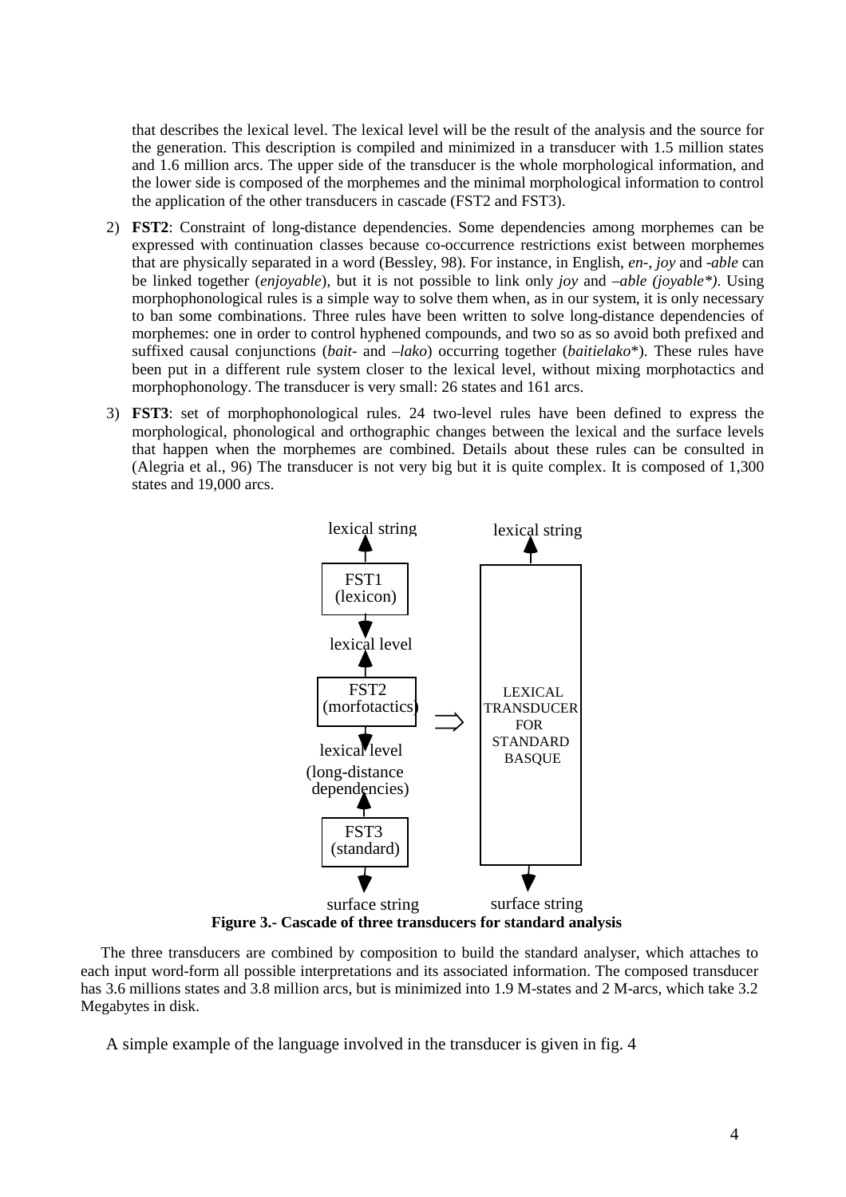that describes the lexical level. The lexical level will be the result of the analysis and the source for the generation. This description is compiled and minimized in a transducer with 1.5 million states and 1.6 million arcs. The upper side of the transducer is the whole morphological information, and the lower side is composed of the morphemes and the minimal morphological information to control the application of the other transducers in cascade (FST2 and FST3).

2) **FST2**: Constraint of long-distance dependencies. Some dependencies among morphemes can be expressed with continuation classes because co-occurrence restrictions exist between morphemes that are physically separated in a word (Bessley, 98). For instance, in English, *en-*, *joy* and *-able* can be linked together (*enjoyable*), but it is not possible to link only *joy* and *–able (joyable\*)*. Using morphophonological rules is a simple way to solve them when, as in our system, it is only necessary to ban some combinations. Three rules have been written to solve long-distance dependencies of morphemes: one in order to control hyphened compounds, and two so as so avoid both prefixed and suffixed causal conjunctions (*bait-* and *–lako*) occurring together (*baitielako*\*). These rules have been put in a different rule system closer to the lexical level, without mixing morphotactics and morphophonology. The transducer is very small: 26 states and 161 arcs.

3) **FST3**: set of morphophonological rules. 24 two-level rules have been defined to express the morphological, phonological and orthographic changes between the lexical and the surface levels that happen when the morphemes are combined. Details about these rules can be consulted in (Alegria et al., 96) The transducer is not very big but it is quite complex. It is composed of 1,300 states and 19,000 arcs.

lexical string | lexical string

FST1 (lexicon)

lexical level

FST2 (morfotactics) ⇒ LEXICAL TRANSDUCER FOR STANDARD BASQUE

lexical level (long-distance dependencies)

FST3 (standard)

surface string | surface string

**Figure 3.- Cascade of three transducers for standard analysis**

The three transducers are combined by composition to build the standard analyser, which attaches to each input word-form all possible interpretations and its associated information. The composed transducer has 3.6 millions states and 3.8 million arcs, but is minimized into 1.9 M-states and 2 M-arcs, which take 3.2 Megabytes in disk.

A simple example of the language involved in the transducer is given in fig. 4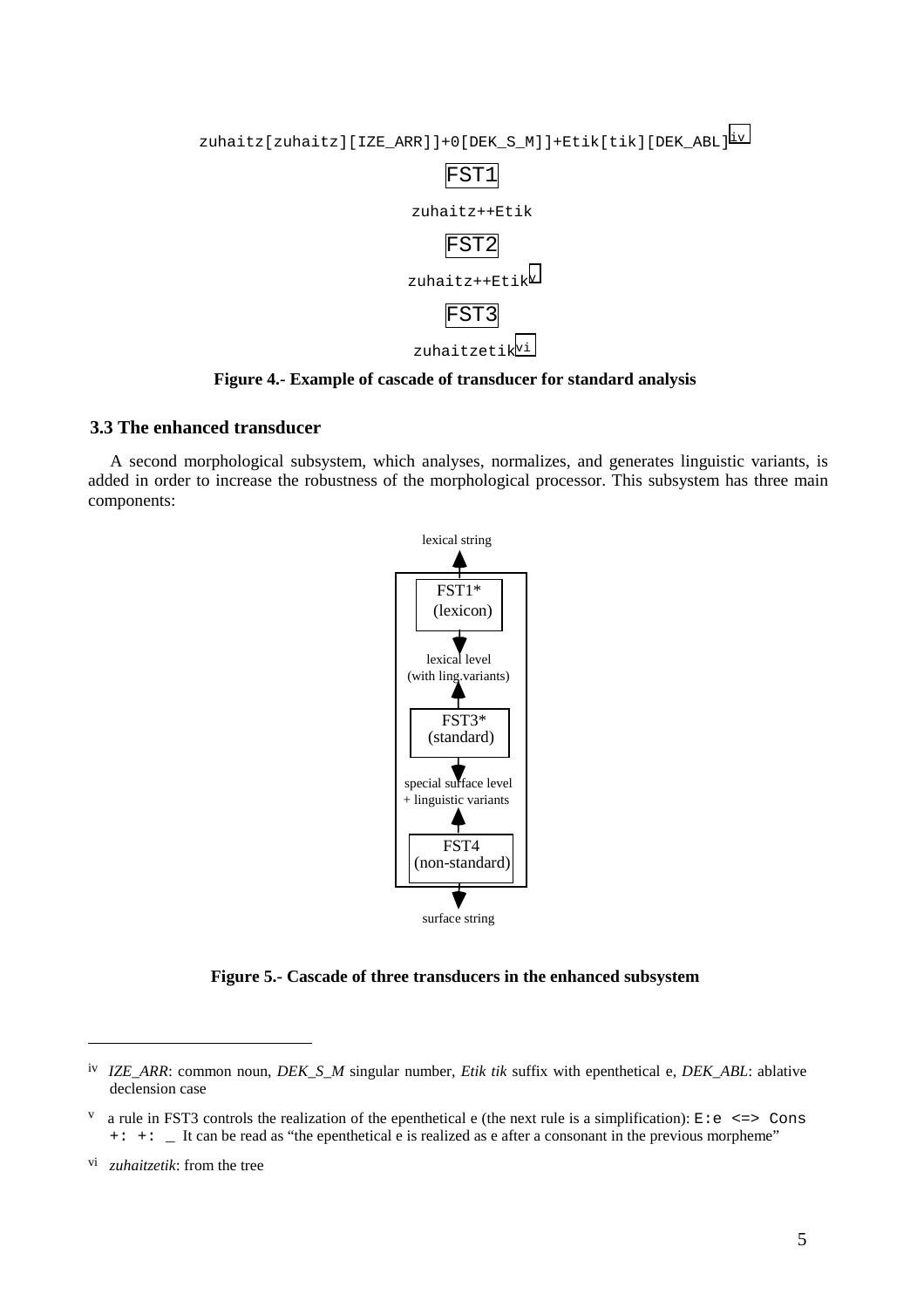```
zuhaitz[zuhaitz][IZE_ARR]]+0[DEK_S_M]]+Etik[tik][DEK_ABL][iv]
        FST1
zuhaitz++Etik
        FST2
zuhaitz++Etik[v]
        FST3
zuhaitzetik[vi]
```

**Figure 4.- Example of cascade of transducer for standard analysis**

### 3.3 The enhanced transducer

A second morphological subsystem, which analyses, normalizes, and generates linguistic variants, is added in order to increase the robustness of the morphological processor. This subsystem has three main components:

```
        lexical string
              ↑
        FST1* (lexicon)
              ↓
        lexical level
    (with ling.variants)
              ↑
       FST3* (standard)
              ↓
    special surface level
    + linguistic variants
              ↑
     FST4 (non-standard)
              ↓
        surface string
```

**Figure 5.- Cascade of three transducers in the enhanced subsystem**

---

[iv] *IZE_ARR*: common noun, *DEK_S_M* singular number, *Etik tik* suffix with epenthetical e, *DEK_ABL*: ablative declension case

[v] a rule in FST3 controls the realization of the epenthetical e (the next rule is a simplification): `E:e <=> Cons +: +: _` It can be read as "the epenthetical e is realized as e after a consonant in the previous morpheme"

[vi] *zuhaitzetik*: from the tree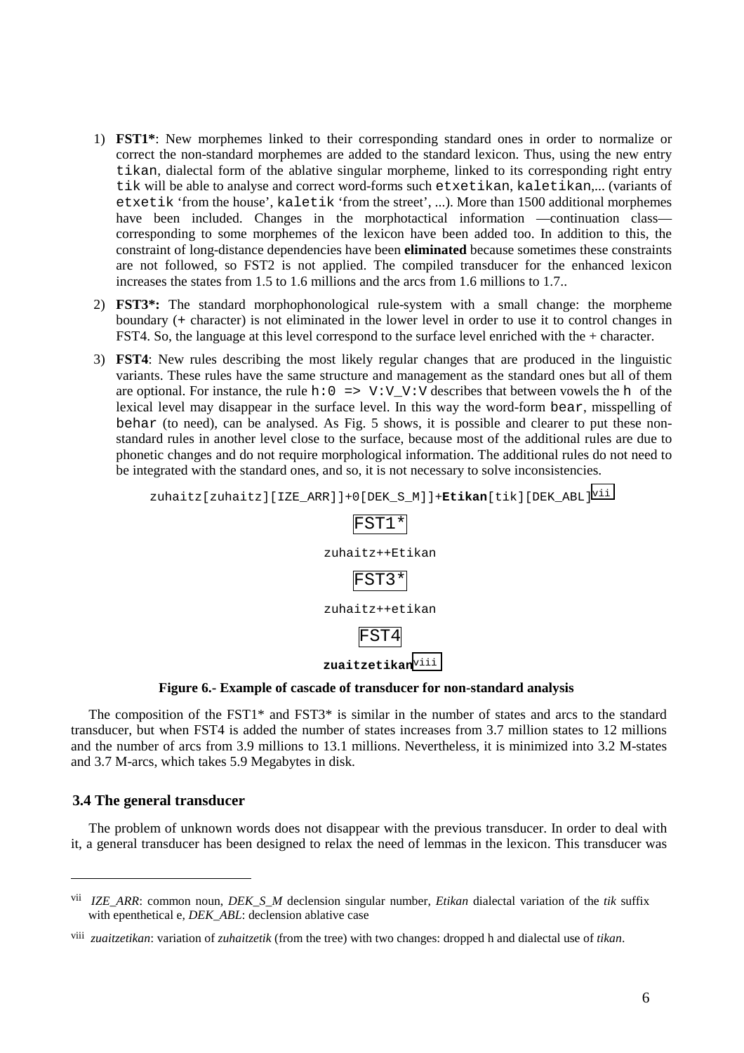1) **FST1***: New morphemes linked to their corresponding standard ones in order to normalize or correct the non-standard morphemes are added to the standard lexicon. Thus, using the new entry `tikan`, dialectal form of the ablative singular morpheme, linked to its corresponding right entry `tik` will be able to analyse and correct word-forms such `etxetikan`, `kaletikan`,... (variants of `etxetik` 'from the house', `kaletik` 'from the street', ...). More than 1500 additional morphemes have been included. Changes in the morphotactical information —continuation class— corresponding to some morphemes of the lexicon have been added too. In addition to this, the constraint of long-distance dependencies have been **eliminated** because sometimes these constraints are not followed, so FST2 is not applied. The compiled transducer for the enhanced lexicon increases the states from 1.5 to 1.6 millions and the arcs from 1.6 millions to 1.7..

2) **FST3*:** The standard morphophonological rule-system with a small change: the morpheme boundary (+ character) is not eliminated in the lower level in order to use it to control changes in FST4. So, the language at this level correspond to the surface level enriched with the + character.

3) **FST4**: New rules describing the most likely regular changes that are produced in the linguistic variants. These rules have the same structure and management as the standard ones but all of them are optional. For instance, the rule `h:0 => V:V_V:V` describes that between vowels the `h` of the lexical level may disappear in the surface level. In this way the word-form `bear`, misspelling of `behar` (to need), can be analysed. As Fig. 5 shows, it is possible and clearer to put these non-standard rules in another level close to the surface, because most of the additional rules are due to phonetic changes and do not require morphological information. The additional rules do not need to be integrated with the standard ones, and so, it is not necessary to solve inconsistencies.

```
zuhaitz[zuhaitz][IZE_ARR]]+0[DEK_S_M]]+Etikan[tik][DEK_ABL]vii
                      FST1*
                  zuhaitz++Etikan
                      FST3*
                  zuhaitz++etikan
                      FST4
                   zuaitzetikanviii
```

**Figure 6.- Example of cascade of transducer for non-standard analysis**

The composition of the FST1* and FST3* is similar in the number of states and arcs to the standard transducer, but when FST4 is added the number of states increases from 3.7 million states to 12 millions and the number of arcs from 3.9 millions to 13.1 millions. Nevertheless, it is minimized into 3.2 M-states and 3.7 M-arcs, which takes 5.9 Megabytes in disk.

### 3.4 The general transducer

The problem of unknown words does not disappear with the previous transducer. In order to deal with it, a general transducer has been designed to relax the need of lemmas in the lexicon. This transducer was

---

[vii] *IZE_ARR*: common noun, *DEK_S_M* declension singular number, *Etikan* dialectal variation of the *tik* suffix with epenthetical e, *DEK_ABL*: declension ablative case

[viii] *zuaitzetikan*: variation of *zuhaitzetik* (from the tree) with two changes: dropped h and dialectal use of *tikan*.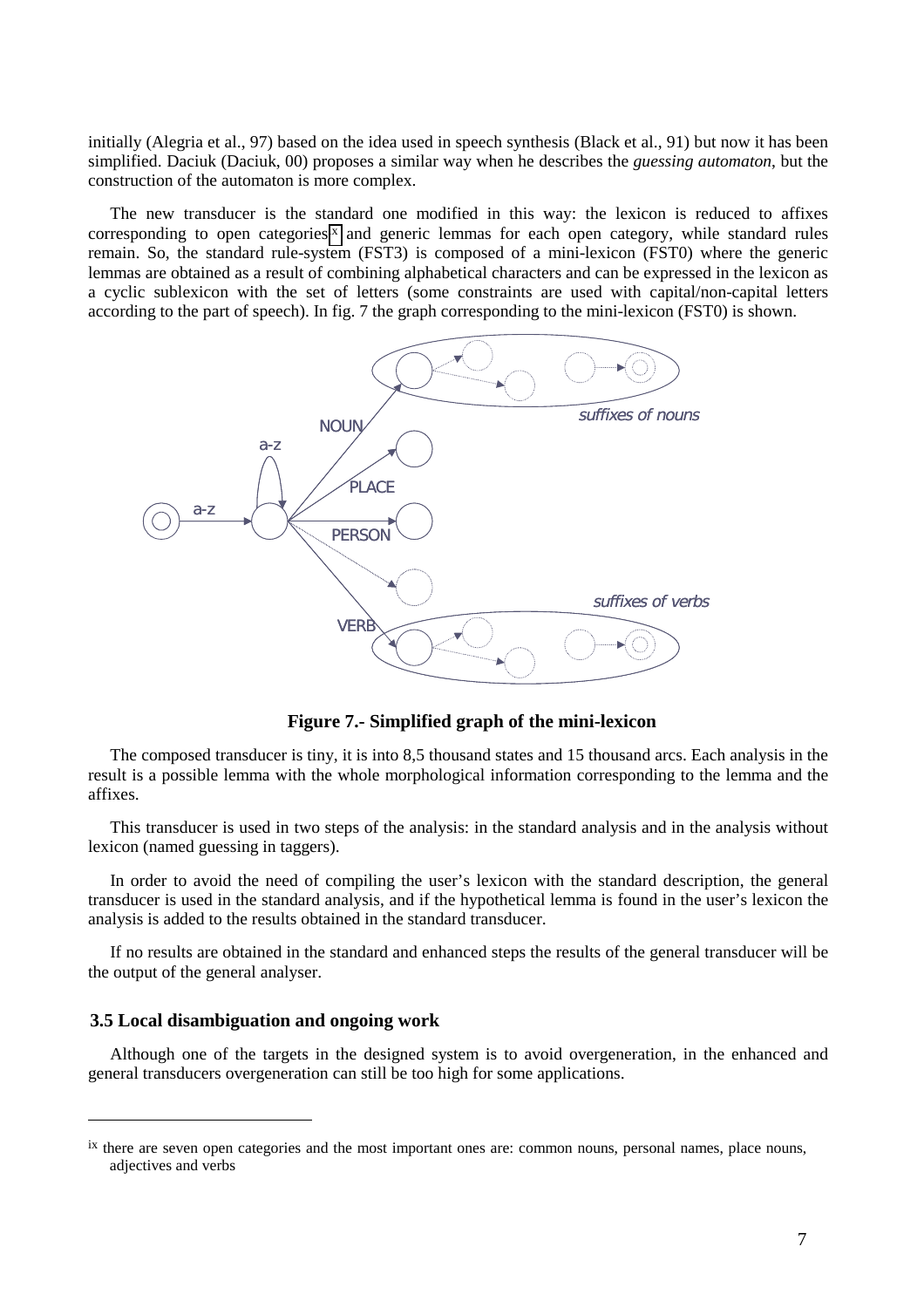initially (Alegria et al., 97) based on the idea used in speech synthesis (Black et al., 91) but now it has been simplified. Daciuk (Daciuk, 00) proposes a similar way when he describes the *guessing automaton*, but the construction of the automaton is more complex.

The new transducer is the standard one modified in this way: the lexicon is reduced to affixes corresponding to open categories[x] and generic lemmas for each open category, while standard rules remain. So, the standard rule-system (FST3) is composed of a mini-lexicon (FST0) where the generic lemmas are obtained as a result of combining alphabetical characters and can be expressed in the lexicon as a cyclic sublexicon with the set of letters (some constraints are used with capital/non-capital letters according to the part of speech). In fig. 7 the graph corresponding to the mini-lexicon (FST0) is shown.

**Figure 7.- Simplified graph of the mini-lexicon**

The composed transducer is tiny, it is into 8,5 thousand states and 15 thousand arcs. Each analysis in the result is a possible lemma with the whole morphological information corresponding to the lemma and the affixes.

This transducer is used in two steps of the analysis: in the standard analysis and in the analysis without lexicon (named guessing in taggers).

In order to avoid the need of compiling the user's lexicon with the standard description, the general transducer is used in the standard analysis, and if the hypothetical lemma is found in the user's lexicon the analysis is added to the results obtained in the standard transducer.

If no results are obtained in the standard and enhanced steps the results of the general transducer will be the output of the general analyser.

### 3.5 Local disambiguation and ongoing work

Although one of the targets in the designed system is to avoid overgeneration, in the enhanced and general transducers overgeneration can still be too high for some applications.

---

[ix] there are seven open categories and the most important ones are: common nouns, personal names, place nouns, adjectives and verbs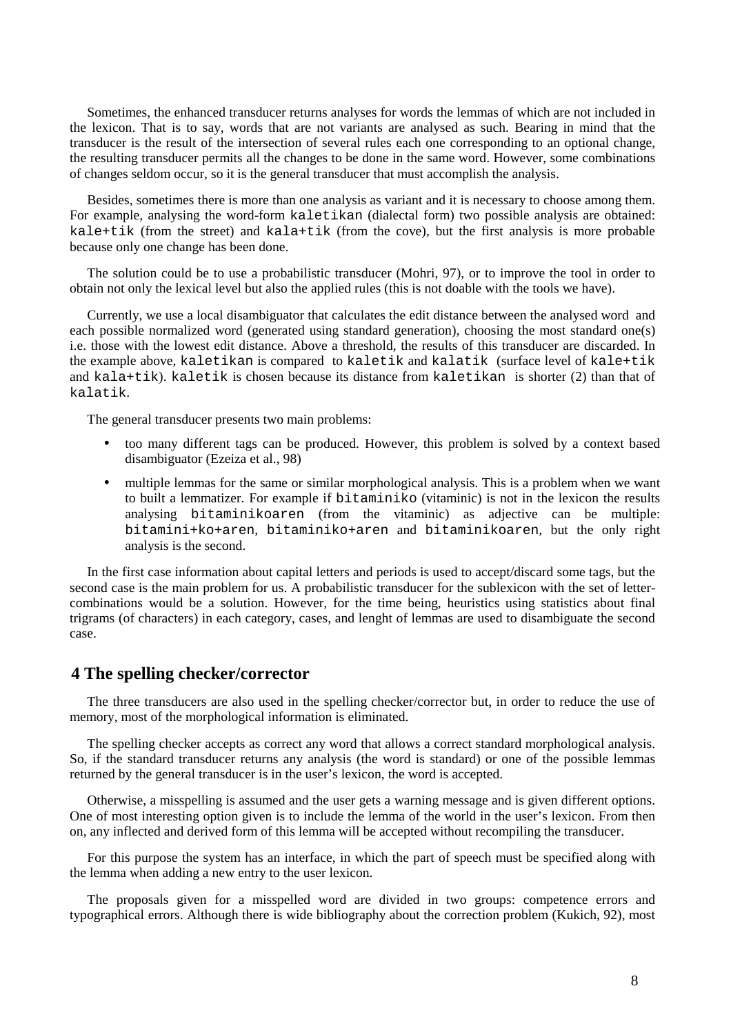Sometimes, the enhanced transducer returns analyses for words the lemmas of which are not included in the lexicon. That is to say, words that are not variants are analysed as such. Bearing in mind that the transducer is the result of the intersection of several rules each one corresponding to an optional change, the resulting transducer permits all the changes to be done in the same word. However, some combinations of changes seldom occur, so it is the general transducer that must accomplish the analysis.

Besides, sometimes there is more than one analysis as variant and it is necessary to choose among them. For example, analysing the word-form `kaletikan` (dialectal form) two possible analysis are obtained: `kale+tik` (from the street) and `kala+tik` (from the cove), but the first analysis is more probable because only one change has been done.

The solution could be to use a probabilistic transducer (Mohri, 97), or to improve the tool in order to obtain not only the lexical level but also the applied rules (this is not doable with the tools we have).

Currently, we use a local disambiguator that calculates the edit distance between the analysed word and each possible normalized word (generated using standard generation), choosing the most standard one(s) i.e. those with the lowest edit distance. Above a threshold, the results of this transducer are discarded. In the example above, `kaletikan` is compared to `kaletik` and `kalatik` (surface level of `kale+tik` and `kala+tik`). `kaletik` is chosen because its distance from `kaletikan` is shorter (2) than that of `kalatik`.

The general transducer presents two main problems:

- too many different tags can be produced. However, this problem is solved by a context based disambiguator (Ezeiza et al., 98)
- multiple lemmas for the same or similar morphological analysis. This is a problem when we want to built a lemmatizer. For example if `bitaminiko` (vitaminic) is not in the lexicon the results analysing `bitaminikoaren` (from the vitaminic) as adjective can be multiple: `bitamini+ko+aren`, `bitaminiko+aren` and `bitaminikoaren`, but the only right analysis is the second.

In the first case information about capital letters and periods is used to accept/discard some tags, but the second case is the main problem for us. A probabilistic transducer for the sublexicon with the set of letter-combinations would be a solution. However, for the time being, heuristics using statistics about final trigrams (of characters) in each category, cases, and lenght of lemmas are used to disambiguate the second case.

## 4 The spelling checker/corrector

The three transducers are also used in the spelling checker/corrector but, in order to reduce the use of memory, most of the morphological information is eliminated.

The spelling checker accepts as correct any word that allows a correct standard morphological analysis. So, if the standard transducer returns any analysis (the word is standard) or one of the possible lemmas returned by the general transducer is in the user's lexicon, the word is accepted.

Otherwise, a misspelling is assumed and the user gets a warning message and is given different options. One of most interesting option given is to include the lemma of the world in the user's lexicon. From then on, any inflected and derived form of this lemma will be accepted without recompiling the transducer.

For this purpose the system has an interface, in which the part of speech must be specified along with the lemma when adding a new entry to the user lexicon.

The proposals given for a misspelled word are divided in two groups: competence errors and typographical errors. Although there is wide bibliography about the correction problem (Kukich, 92), most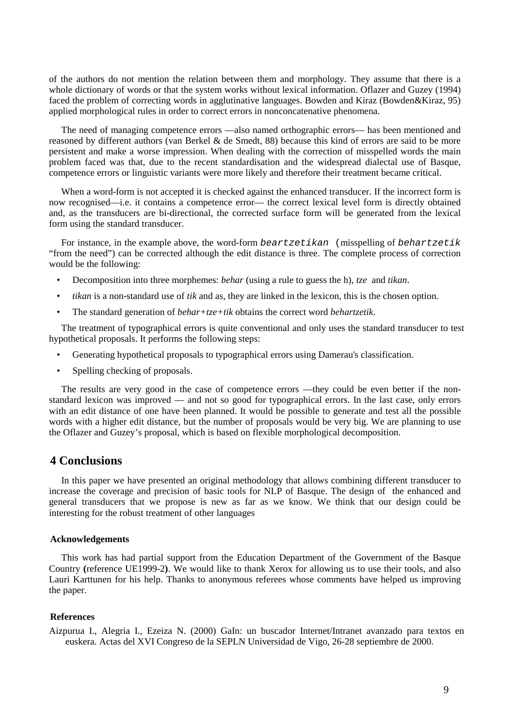of the authors do not mention the relation between them and morphology. They assume that there is a whole dictionary of words or that the system works without lexical information. Oflazer and Guzey (1994) faced the problem of correcting words in agglutinative languages. Bowden and Kiraz (Bowden&Kiraz, 95) applied morphological rules in order to correct errors in nonconcatenative phenomena.

The need of managing competence errors —also named orthographic errors— has been mentioned and reasoned by different authors (van Berkel & de Smedt, 88) because this kind of errors are said to be more persistent and make a worse impression. When dealing with the correction of misspelled words the main problem faced was that, due to the recent standardisation and the widespread dialectal use of Basque, competence errors or linguistic variants were more likely and therefore their treatment became critical.

When a word-form is not accepted it is checked against the enhanced transducer. If the incorrect form is now recognised—i.e. it contains a competence error— the correct lexical level form is directly obtained and, as the transducers are bi-directional, the corrected surface form will be generated from the lexical form using the standard transducer.

For instance, in the example above, the word-form `beartzetikan` (misspelling of `behartzetik` "from the need") can be corrected although the edit distance is three. The complete process of correction would be the following:

- Decomposition into three morphemes: *behar* (using a rule to guess the h), *tze* and *tikan*.
- *tikan* is a non-standard use of *tik* and as, they are linked in the lexicon, this is the chosen option.
- The standard generation of *behar+tze+tik* obtains the correct word *behartzetik*.

The treatment of typographical errors is quite conventional and only uses the standard transducer to test hypothetical proposals. It performs the following steps:

- Generating hypothetical proposals to typographical errors using Damerau's classification.
- Spelling checking of proposals.

The results are very good in the case of competence errors —they could be even better if the non-standard lexicon was improved — and not so good for typographical errors. In the last case, only errors with an edit distance of one have been planned. It would be possible to generate and test all the possible words with a higher edit distance, but the number of proposals would be very big. We are planning to use the Oflazer and Guzey's proposal, which is based on flexible morphological decomposition.

## 4 Conclusions

In this paper we have presented an original methodology that allows combining different transducer to increase the coverage and precision of basic tools for NLP of Basque. The design of the enhanced and general transducers that we propose is new as far as we know. We think that our design could be interesting for the robust treatment of other languages

#### Acknowledgements

This work has had partial support from the Education Department of the Government of the Basque Country **(**reference UE1999-2**)**. We would like to thank Xerox for allowing us to use their tools, and also Lauri Karttunen for his help. Thanks to anonymous referees whose comments have helped us improving the paper.

#### References

Aizpurua I., Alegria I., Ezeiza N. (2000) GaIn: un buscador Internet/Intranet avanzado para textos en euskera. Actas del XVI Congreso de la SEPLN Universidad de Vigo, 26-28 septiembre de 2000.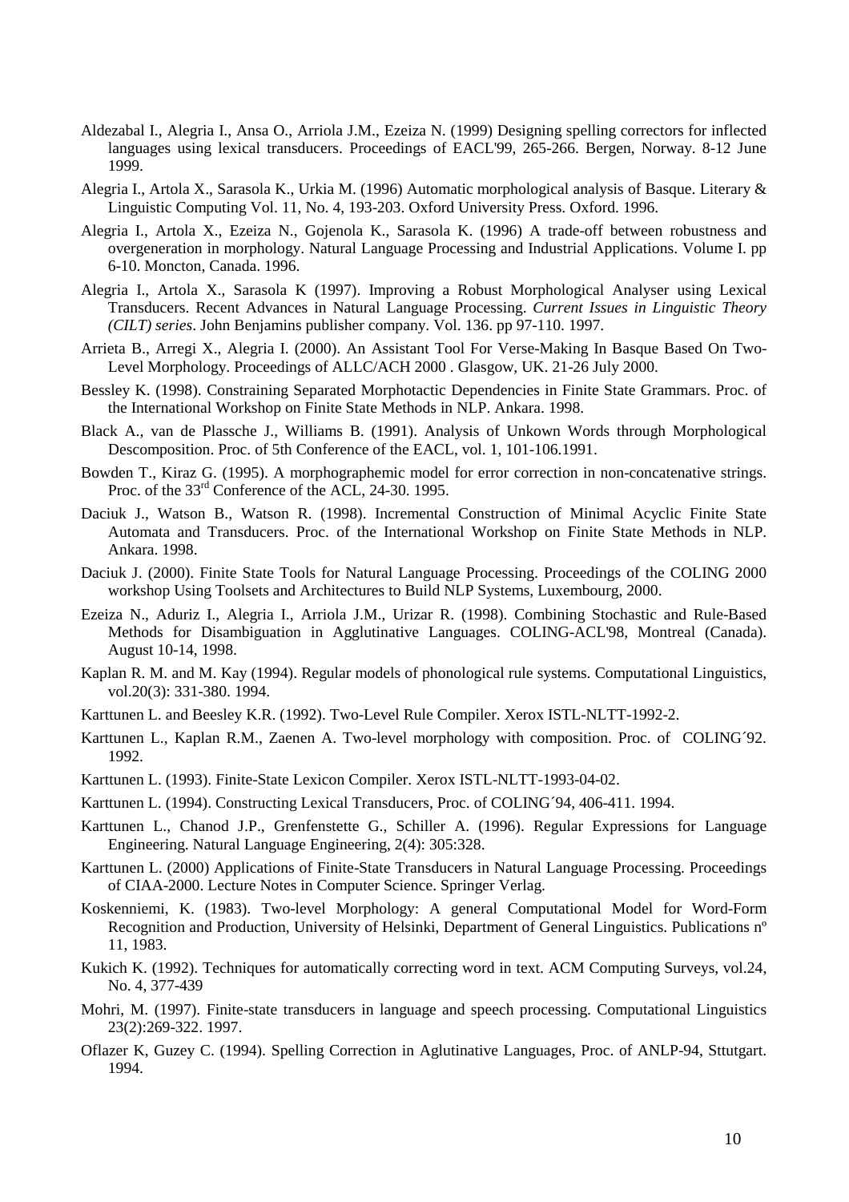Aldezabal I., Alegria I., Ansa O., Arriola J.M., Ezeiza N. (1999) Designing spelling correctors for inflected languages using lexical transducers. Proceedings of EACL'99, 265-266. Bergen, Norway. 8-12 June 1999.

Alegria I., Artola X., Sarasola K., Urkia M. (1996) Automatic morphological analysis of Basque. Literary & Linguistic Computing Vol. 11, No. 4, 193-203. Oxford University Press. Oxford. 1996.

Alegria I., Artola X., Ezeiza N., Gojenola K., Sarasola K. (1996) A trade-off between robustness and overgeneration in morphology. Natural Language Processing and Industrial Applications. Volume I. pp 6-10. Moncton, Canada. 1996.

Alegria I., Artola X., Sarasola K (1997). Improving a Robust Morphological Analyser using Lexical Transducers. Recent Advances in Natural Language Processing. *Current Issues in Linguistic Theory (CILT) series*. John Benjamins publisher company. Vol. 136. pp 97-110. 1997.

Arrieta B., Arregi X., Alegria I. (2000). An Assistant Tool For Verse-Making In Basque Based On Two-Level Morphology. Proceedings of ALLC/ACH 2000 . Glasgow, UK. 21-26 July 2000.

Bessley K. (1998). Constraining Separated Morphotactic Dependencies in Finite State Grammars. Proc. of the International Workshop on Finite State Methods in NLP. Ankara. 1998.

Black A., van de Plassche J., Williams B. (1991). Analysis of Unkown Words through Morphological Descomposition. Proc. of 5th Conference of the EACL, vol. 1, 101-106.1991.

Bowden T., Kiraz G. (1995). A morphographemic model for error correction in non-concatenative strings. Proc. of the 33rd Conference of the ACL, 24-30. 1995.

Daciuk J., Watson B., Watson R. (1998). Incremental Construction of Minimal Acyclic Finite State Automata and Transducers. Proc. of the International Workshop on Finite State Methods in NLP. Ankara. 1998.

Daciuk J. (2000). Finite State Tools for Natural Language Processing. Proceedings of the COLING 2000 workshop Using Toolsets and Architectures to Build NLP Systems, Luxembourg, 2000.

Ezeiza N., Aduriz I., Alegria I., Arriola J.M., Urizar R. (1998). Combining Stochastic and Rule-Based Methods for Disambiguation in Agglutinative Languages. COLING-ACL'98, Montreal (Canada). August 10-14, 1998.

Kaplan R. M. and M. Kay (1994). Regular models of phonological rule systems. Computational Linguistics, vol.20(3): 331-380. 1994.

Karttunen L. and Beesley K.R. (1992). Two-Level Rule Compiler. Xerox ISTL-NLTT-1992-2.

Karttunen L., Kaplan R.M., Zaenen A. Two-level morphology with composition. Proc. of COLING´92. 1992.

Karttunen L. (1993). Finite-State Lexicon Compiler. Xerox ISTL-NLTT-1993-04-02.

Karttunen L. (1994). Constructing Lexical Transducers, Proc. of COLING´94, 406-411. 1994.

Karttunen L., Chanod J.P., Grenfenstette G., Schiller A. (1996). Regular Expressions for Language Engineering. Natural Language Engineering, 2(4): 305:328.

Karttunen L. (2000) Applications of Finite-State Transducers in Natural Language Processing. Proceedings of CIAA-2000. Lecture Notes in Computer Science. Springer Verlag.

Koskenniemi, K. (1983). Two-level Morphology: A general Computational Model for Word-Form Recognition and Production, University of Helsinki, Department of General Linguistics. Publications nº 11, 1983.

Kukich K. (1992). Techniques for automatically correcting word in text. ACM Computing Surveys, vol.24, No. 4, 377-439

Mohri, M. (1997). Finite-state transducers in language and speech processing. Computational Linguistics 23(2):269-322. 1997.

Oflazer K, Guzey C. (1994). Spelling Correction in Aglutinative Languages, Proc. of ANLP-94, Sttutgart. 1994.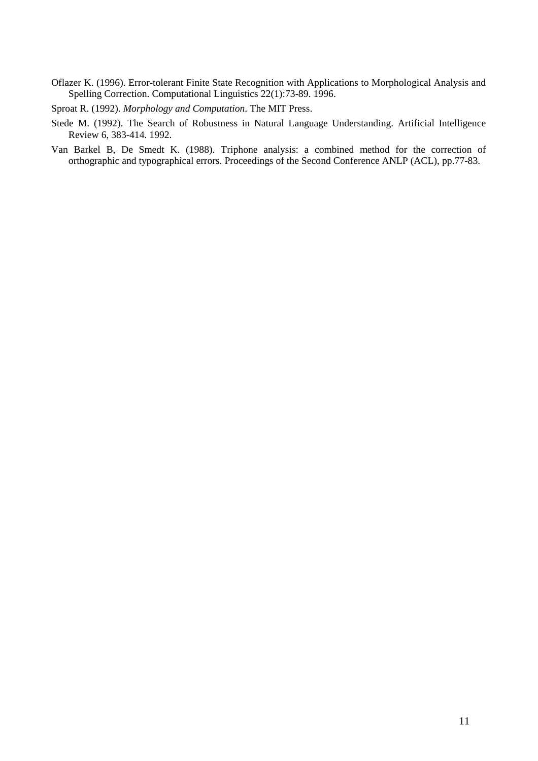Oflazer K. (1996). Error-tolerant Finite State Recognition with Applications to Morphological Analysis and Spelling Correction. Computational Linguistics 22(1):73-89. 1996.

Sproat R. (1992). *Morphology and Computation*. The MIT Press.

Stede M. (1992). The Search of Robustness in Natural Language Understanding. Artificial Intelligence Review 6, 383-414. 1992.

Van Barkel B, De Smedt K. (1988). Triphone analysis: a combined method for the correction of orthographic and typographical errors. Proceedings of the Second Conference ANLP (ACL), pp.77-83.